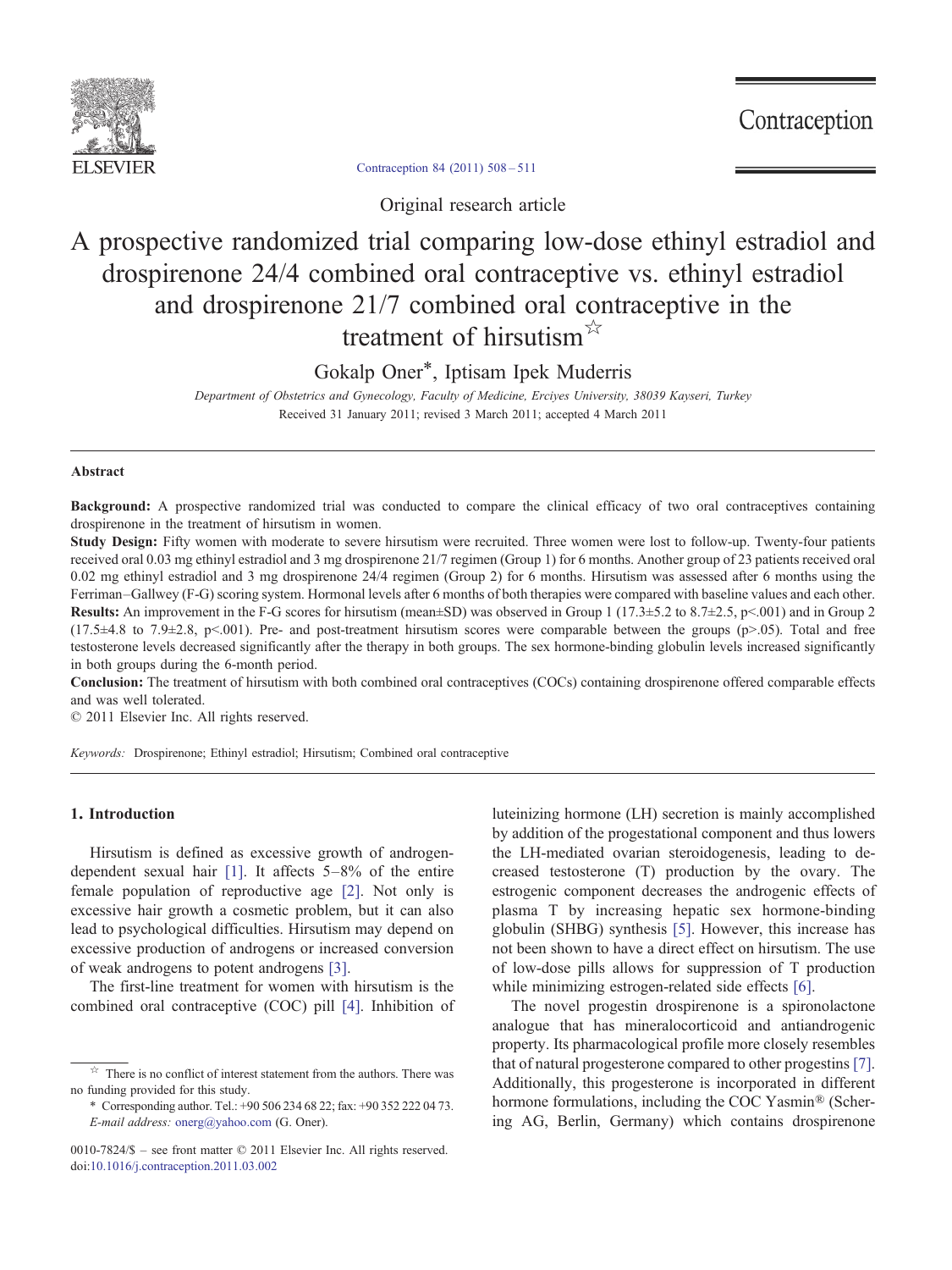Original research article

# A prospective randomized trial comparing low-dose ethinyl estradiol and drospirenone 24/4 combined oral contraceptive vs. ethinyl estradiol and drospirenone 21/7 combined oral contraceptive in the treatment of hirsutism☆

Gokalp Oner*, Iptisam Ipek Muderris

*Department of Obstetrics and Gynecology, Faculty of Medicine, Erciyes University, 38039 Kayseri, Turkey*

Received 31 January 2011; revised 3 March 2011; accepted 4 March 2011

## Abstract

**Background:** A prospective randomized trial was conducted to compare the clinical efficacy of two oral contraceptives containing drospirenone in the treatment of hirsutism in women.

**Study Design:** Fifty women with moderate to severe hirsutism were recruited. Three women were lost to follow-up. Twenty-four patients received oral 0.03 mg ethinyl estradiol and 3 mg drospirenone 21/7 regimen (Group 1) for 6 months. Another group of 23 patients received oral 0.02 mg ethinyl estradiol and 3 mg drospirenone 24/4 regimen (Group 2) for 6 months. Hirsutism was assessed after 6 months using the Ferriman–Gallwey (F-G) scoring system. Hormonal levels after 6 months of both therapies were compared with baseline values and each other.

**Results:** An improvement in the F-G scores for hirsutism (mean±SD) was observed in Group 1 (17.3±5.2 to 8.7±2.5, p<.001) and in Group 2 (17.5±4.8 to 7.9±2.8, p<.001). Pre- and post-treatment hirsutism scores were comparable between the groups (p>.05). Total and free testosterone levels decreased significantly after the therapy in both groups. The sex hormone-binding globulin levels increased significantly in both groups during the 6-month period.

**Conclusion:** The treatment of hirsutism with both combined oral contraceptives (COCs) containing drospirenone offered comparable effects and was well tolerated.

© 2011 Elsevier Inc. All rights reserved.

*Keywords:* Drospirenone; Ethinyl estradiol; Hirsutism; Combined oral contraceptive

## 1. Introduction

Hirsutism is defined as excessive growth of androgen-dependent sexual hair [1]. It affects 5–8% of the entire female population of reproductive age [2]. Not only is excessive hair growth a cosmetic problem, but it can also lead to psychological difficulties. Hirsutism may depend on excessive production of androgens or increased conversion of weak androgens to potent androgens [3].

The first-line treatment for women with hirsutism is the combined oral contraceptive (COC) pill [4]. Inhibition of luteinizing hormone (LH) secretion is mainly accomplished by addition of the progestational component and thus lowers the LH-mediated ovarian steroidogenesis, leading to decreased testosterone (T) production by the ovary. The estrogenic component decreases the androgenic effects of plasma T by increasing hepatic sex hormone-binding globulin (SHBG) synthesis [5]. However, this increase has not been shown to have a direct effect on hirsutism. The use of low-dose pills allows for suppression of T production while minimizing estrogen-related side effects [6].

The novel progestin drospirenone is a spironolactone analogue that has mineralocorticoid and antiandrogenic property. Its pharmacological profile more closely resembles that of natural progesterone compared to other progestins [7]. Additionally, this progesterone is incorporated in different hormone formulations, including the COC Yasmin® (Schering AG, Berlin, Germany) which contains drospirenone

☆ There is no conflict of interest statement from the authors. There was no funding provided for this study.

\* Corresponding author. Tel.: +90 506 234 68 22; fax: +90 352 222 04 73. *E-mail address:* onerg@yahoo.com (G. Oner).

0010-7824/$ – see front matter © 2011 Elsevier Inc. All rights reserved.
doi:10.1016/j.contraception.2011.03.002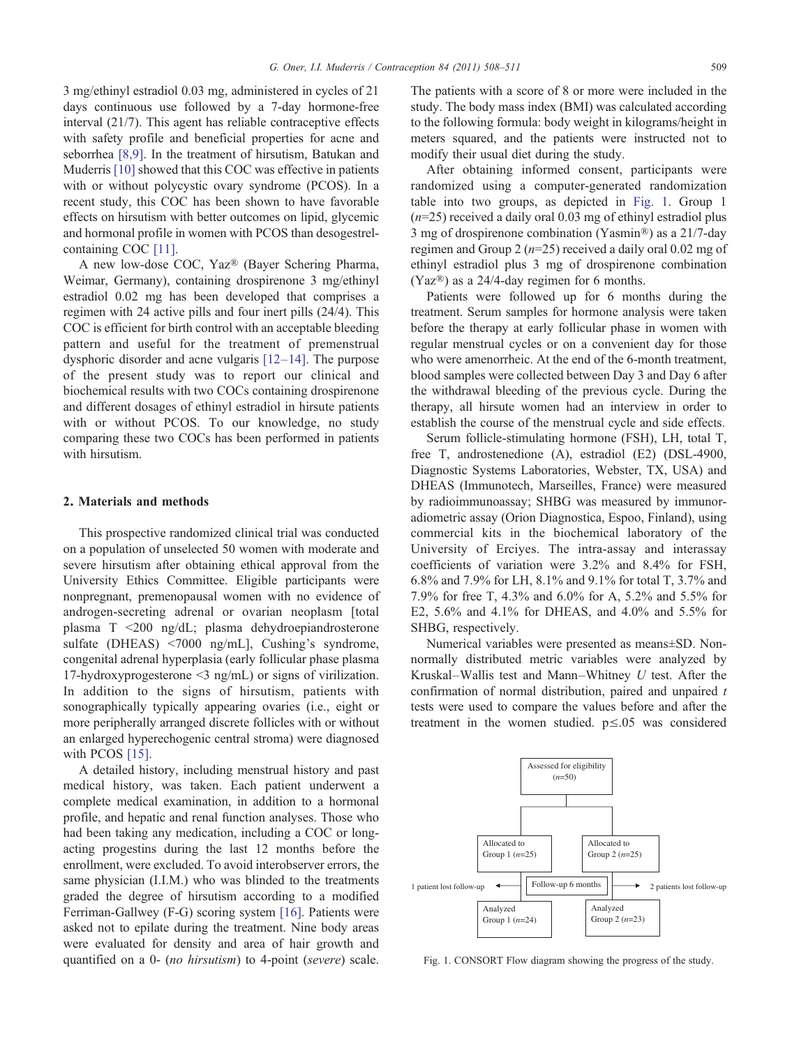3 mg/ethinyl estradiol 0.03 mg, administered in cycles of 21 days continuous use followed by a 7-day hormone-free interval (21/7). This agent has reliable contraceptive effects with safety profile and beneficial properties for acne and seborrhea [8,9]. In the treatment of hirsutism, Batukan and Muderris [10] showed that this COC was effective in patients with or without polycystic ovary syndrome (PCOS). In a recent study, this COC has been shown to have favorable effects on hirsutism with better outcomes on lipid, glycemic and hormonal profile in women with PCOS than desogestrel-containing COC [11].

A new low-dose COC, Yaz® (Bayer Schering Pharma, Weimar, Germany), containing drospirenone 3 mg/ethinyl estradiol 0.02 mg has been developed that comprises a regimen with 24 active pills and four inert pills (24/4). This COC is efficient for birth control with an acceptable bleeding pattern and useful for the treatment of premenstrual dysphoric disorder and acne vulgaris [12–14]. The purpose of the present study was to report our clinical and biochemical results with two COCs containing drospirenone and different dosages of ethinyl estradiol in hirsute patients with or without PCOS. To our knowledge, no study comparing these two COCs has been performed in patients with hirsutism.

## 2. Materials and methods

This prospective randomized clinical trial was conducted on a population of unselected 50 women with moderate and severe hirsutism after obtaining ethical approval from the University Ethics Committee. Eligible participants were nonpregnant, premenopausal women with no evidence of androgen-secreting adrenal or ovarian neoplasm [total plasma T <200 ng/dL; plasma dehydroepiandrosterone sulfate (DHEAS) <7000 ng/mL], Cushing's syndrome, congenital adrenal hyperplasia (early follicular phase plasma 17-hydroxyprogesterone <3 ng/mL) or signs of virilization. In addition to the signs of hirsutism, patients with sonographically typically appearing ovaries (i.e., eight or more peripherally arranged discrete follicles with or without an enlarged hyperechogenic central stroma) were diagnosed with PCOS [15].

A detailed history, including menstrual history and past medical history, was taken. Each patient underwent a complete medical examination, in addition to a hormonal profile, and hepatic and renal function analyses. Those who had been taking any medication, including a COC or long-acting progestins during the last 12 months before the enrollment, were excluded. To avoid interobserver errors, the same physician (I.I.M.) who was blinded to the treatments graded the degree of hirsutism according to a modified Ferriman-Gallwey (F-G) scoring system [16]. Patients were asked not to epilate during the treatment. Nine body areas were evaluated for density and area of hair growth and quantified on a 0- (*no hirsutism*) to 4-point (*severe*) scale. The patients with a score of 8 or more were included in the study. The body mass index (BMI) was calculated according to the following formula: body weight in kilograms/height in meters squared, and the patients were instructed not to modify their usual diet during the study.

After obtaining informed consent, participants were randomized using a computer-generated randomization table into two groups, as depicted in Fig. 1. Group 1 ($n$=25) received a daily oral 0.03 mg of ethinyl estradiol plus 3 mg of drospirenone combination (Yasmin®) as a 21/7-day regimen and Group 2 ($n$=25) received a daily oral 0.02 mg of ethinyl estradiol plus 3 mg of drospirenone combination (Yaz®) as a 24/4-day regimen for 6 months.

Patients were followed up for 6 months during the treatment. Serum samples for hormone analysis were taken before the therapy at early follicular phase in women with regular menstrual cycles or on a convenient day for those who were amenorrheic. At the end of the 6-month treatment, blood samples were collected between Day 3 and Day 6 after the withdrawal bleeding of the previous cycle. During the therapy, all hirsute women had an interview in order to establish the course of the menstrual cycle and side effects.

Serum follicle-stimulating hormone (FSH), LH, total T, free T, androstenedione (A), estradiol (E2) (DSL-4900, Diagnostic Systems Laboratories, Webster, TX, USA) and DHEAS (Immunotech, Marseilles, France) were measured by radioimmunoassay; SHBG was measured by immunoradiometric assay (Orion Diagnostica, Espoo, Finland), using commercial kits in the biochemical laboratory of the University of Erciyes. The intra-assay and interassay coefficients of variation were 3.2% and 8.4% for FSH, 6.8% and 7.9% for LH, 8.1% and 9.1% for total T, 3.7% and 7.9% for free T, 4.3% and 6.0% for A, 5.2% and 5.5% for E2, 5.6% and 4.1% for DHEAS, and 4.0% and 5.5% for SHBG, respectively.

Numerical variables were presented as means±SD. Non-normally distributed metric variables were analyzed by Kruskal–Wallis test and Mann–Whitney $U$ test. After the confirmation of normal distribution, paired and unpaired $t$ tests were used to compare the values before and after the treatment in the women studied. $p \leq .05$ was considered

Assessed for eligibility ($n$=50)

Allocated to Group 1 ($n$=25) — Allocated to Group 2 ($n$=25)

Follow-up 6 months: 1 patient lost follow-up (Group 1); 2 patients lost follow-up (Group 2)

Analyzed Group 1 ($n$=24) — Analyzed Group 2 ($n$=23)

Fig. 1. CONSORT Flow diagram showing the progress of the study.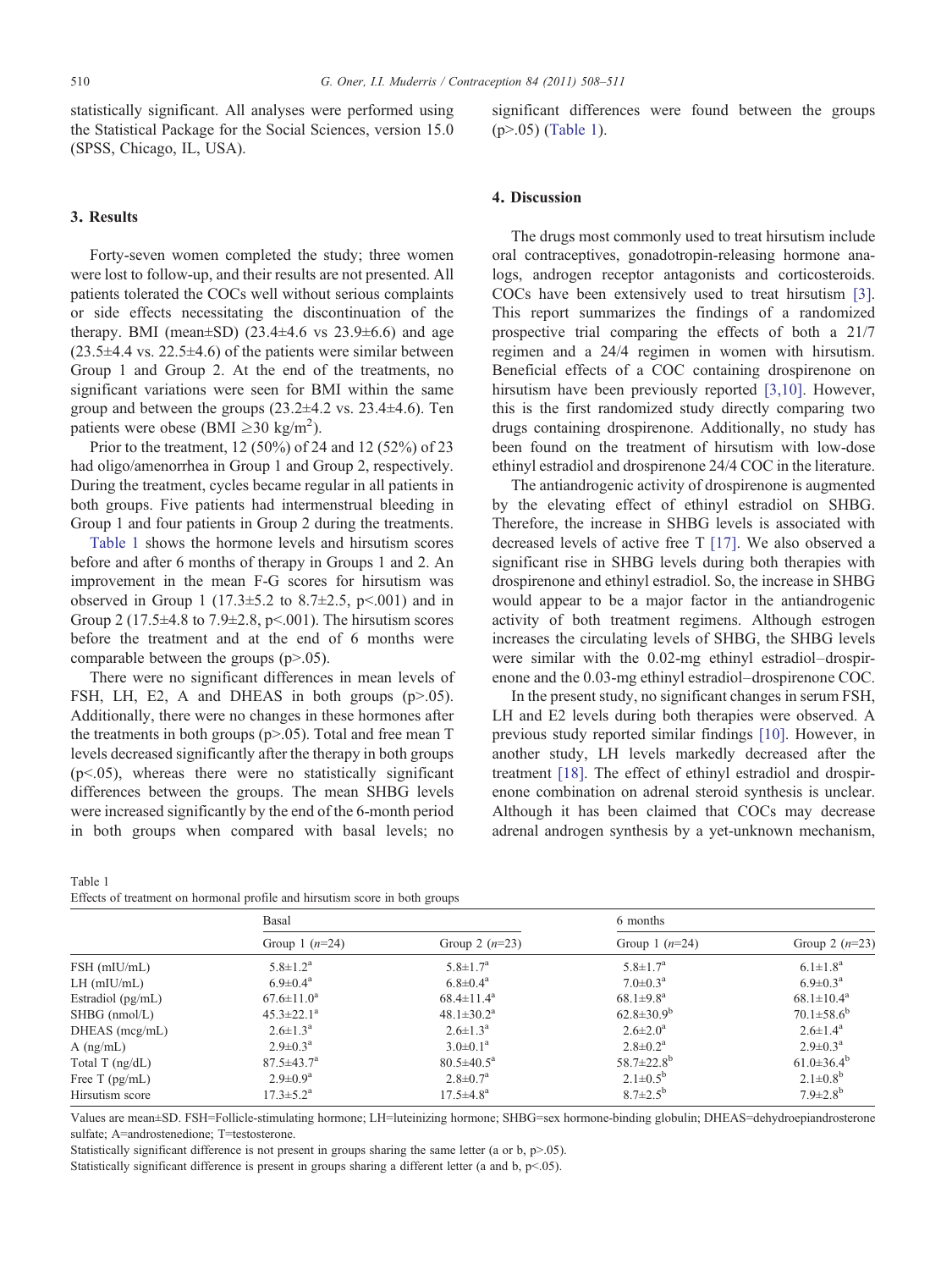statistically significant. All analyses were performed using the Statistical Package for the Social Sciences, version 15.0 (SPSS, Chicago, IL, USA).

## 3. Results

Forty-seven women completed the study; three women were lost to follow-up, and their results are not presented. All patients tolerated the COCs well without serious complaints or side effects necessitating the discontinuation of the therapy. BMI (mean±SD) (23.4±4.6 vs 23.9±6.6) and age (23.5±4.4 vs. 22.5±4.6) of the patients were similar between Group 1 and Group 2. At the end of the treatments, no significant variations were seen for BMI within the same group and between the groups (23.2±4.2 vs. 23.4±4.6). Ten patients were obese (BMI ≥30 kg/m$^2$).

Prior to the treatment, 12 (50%) of 24 and 12 (52%) of 23 had oligo/amenorrhea in Group 1 and Group 2, respectively. During the treatment, cycles became regular in all patients in both groups. Five patients had intermenstrual bleeding in Group 1 and four patients in Group 2 during the treatments.

Table 1 shows the hormone levels and hirsutism scores before and after 6 months of therapy in Groups 1 and 2. An improvement in the mean F-G scores for hirsutism was observed in Group 1 (17.3±5.2 to 8.7±2.5, $p<.001$) and in Group 2 (17.5±4.8 to 7.9±2.8, $p<.001$). The hirsutism scores before the treatment and at the end of 6 months were comparable between the groups ($p>.05$).

There were no significant differences in mean levels of FSH, LH, E2, A and DHEAS in both groups ($p>.05$). Additionally, there were no changes in these hormones after the treatments in both groups ($p>.05$). Total and free mean T levels decreased significantly after the therapy in both groups ($p<.05$), whereas there were no statistically significant differences between the groups. The mean SHBG levels were increased significantly by the end of the 6-month period in both groups when compared with basal levels; no significant differences were found between the groups ($p>.05$) (Table 1).

## 4. Discussion

The drugs most commonly used to treat hirsutism include oral contraceptives, gonadotropin-releasing hormone analogs, androgen receptor antagonists and corticosteroids. COCs have been extensively used to treat hirsutism [3]. This report summarizes the findings of a randomized prospective trial comparing the effects of both a 21/7 regimen and a 24/4 regimen in women with hirsutism. Beneficial effects of a COC containing drospirenone on hirsutism have been previously reported [3,10]. However, this is the first randomized study directly comparing two drugs containing drospirenone. Additionally, no study has been found on the treatment of hirsutism with low-dose ethinyl estradiol and drospirenone 24/4 COC in the literature.

The antiandrogenic activity of drospirenone is augmented by the elevating effect of ethinyl estradiol on SHBG. Therefore, the increase in SHBG levels is associated with decreased levels of active free T [17]. We also observed a significant rise in SHBG levels during both therapies with drospirenone and ethinyl estradiol. So, the increase in SHBG would appear to be a major factor in the antiandrogenic activity of both treatment regimens. Although estrogen increases the circulating levels of SHBG, the SHBG levels were similar with the 0.02-mg ethinyl estradiol–drospirenone and the 0.03-mg ethinyl estradiol–drospirenone COC.

In the present study, no significant changes in serum FSH, LH and E2 levels during both therapies were observed. A previous study reported similar findings [10]. However, in another study, LH levels markedly decreased after the treatment [18]. The effect of ethinyl estradiol and drospirenone combination on adrenal steroid synthesis is unclear. Although it has been claimed that COCs may decrease adrenal androgen synthesis by a yet-unknown mechanism,

Table 1
Effects of treatment on hormonal profile and hirsutism score in both groups

| | Basal | | 6 months | |
|---|---|---|---|---|
| | Group 1 ($n$=24) | Group 2 ($n$=23) | Group 1 ($n$=24) | Group 2 ($n$=23) |
| FSH (mIU/mL) | 5.8±1.2[a] | 5.8±1.7[a] | 5.8±1.7[a] | 6.1±1.8[a] |
| LH (mIU/mL) | 6.9±0.4[a] | 6.8±0.4[a] | 7.0±0.3[a] | 6.9±0.3[a] |
| Estradiol (pg/mL) | 67.6±11.0[a] | 68.4±11.4[a] | 68.1±9.8[a] | 68.1±10.4[a] |
| SHBG (nmol/L) | 45.3±22.1[a] | 48.1±30.2[a] | 62.8±30.9[b] | 70.1±58.6[b] |
| DHEAS (mcg/mL) | 2.6±1.3[a] | 2.6±1.3[a] | 2.6±2.0[a] | 2.6±1.4[a] |
| A (ng/mL) | 2.9±0.3[a] | 3.0±0.1[a] | 2.8±0.2[a] | 2.9±0.3[a] |
| Total T (ng/dL) | 87.5±43.7[a] | 80.5±40.5[a] | 58.7±22.8[b] | 61.0±36.4[b] |
| Free T (pg/mL) | 2.9±0.9[a] | 2.8±0.7[a] | 2.1±0.5[b] | 2.1±0.8[b] |
| Hirsutism score | 17.3±5.2[a] | 17.5±4.8[a] | 8.7±2.5[b] | 7.9±2.8[b] |

Values are mean±SD. FSH=Follicle-stimulating hormone; LH=luteinizing hormone; SHBG=sex hormone-binding globulin; DHEAS=dehydroepiandrosterone sulfate; A=androstenedione; T=testosterone.

Statistically significant difference is not present in groups sharing the same letter (a or b, $p>.05$).

Statistically significant difference is present in groups sharing a different letter (a and b, $p<.05$).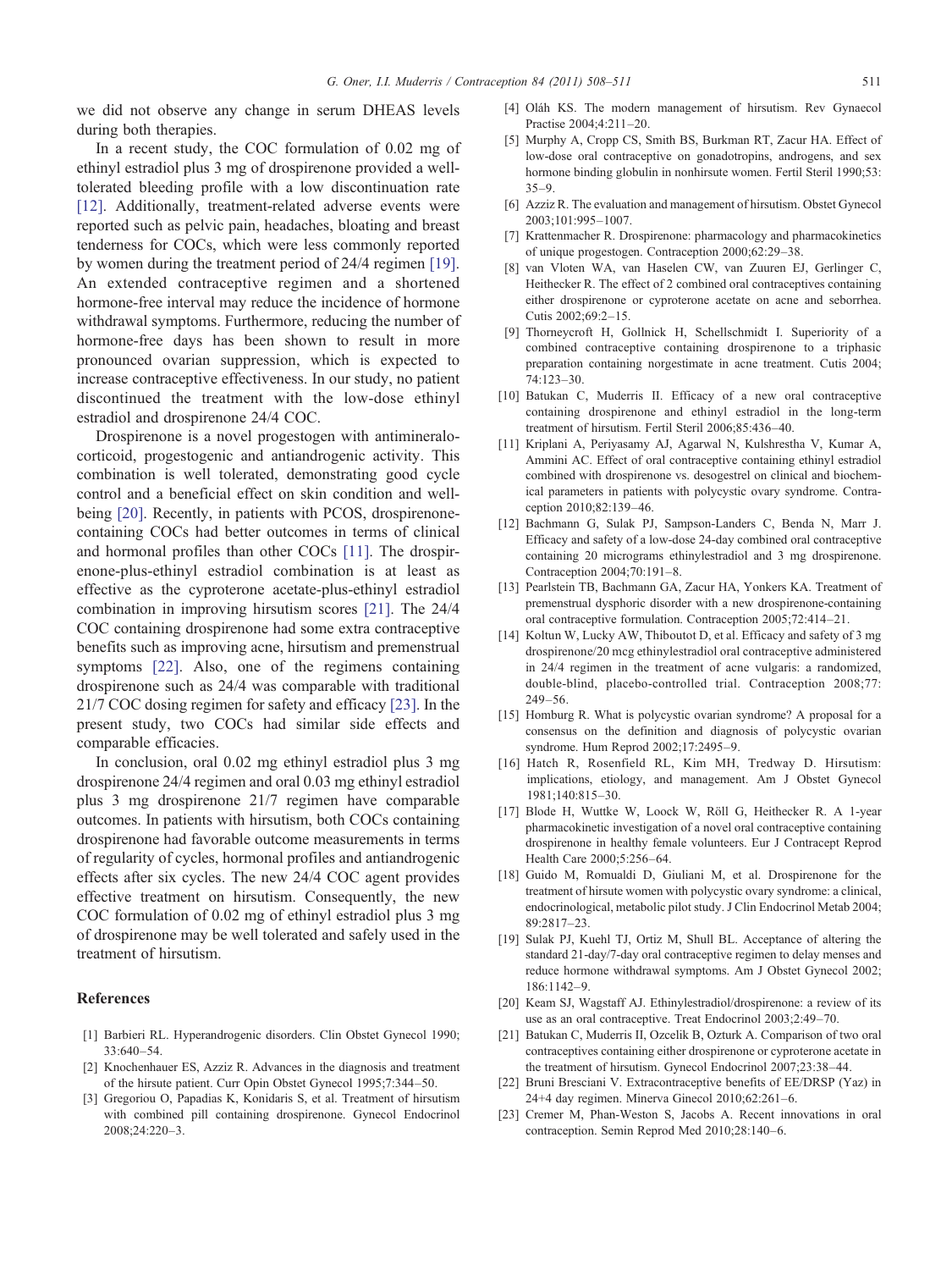we did not observe any change in serum DHEAS levels during both therapies.

In a recent study, the COC formulation of 0.02 mg of ethinyl estradiol plus 3 mg of drospirenone provided a well-tolerated bleeding profile with a low discontinuation rate [12]. Additionally, treatment-related adverse events were reported such as pelvic pain, headaches, bloating and breast tenderness for COCs, which were less commonly reported by women during the treatment period of 24/4 regimen [19]. An extended contraceptive regimen and a shortened hormone-free interval may reduce the incidence of hormone withdrawal symptoms. Furthermore, reducing the number of hormone-free days has been shown to result in more pronounced ovarian suppression, which is expected to increase contraceptive effectiveness. In our study, no patient discontinued the treatment with the low-dose ethinyl estradiol and drospirenone 24/4 COC.

Drospirenone is a novel progestogen with antimineralocorticoid, progestogenic and antiandrogenic activity. This combination is well tolerated, demonstrating good cycle control and a beneficial effect on skin condition and well-being [20]. Recently, in patients with PCOS, drospirenone-containing COCs had better outcomes in terms of clinical and hormonal profiles than other COCs [11]. The drospirenone-plus-ethinyl estradiol combination is at least as effective as the cyproterone acetate-plus-ethinyl estradiol combination in improving hirsutism scores [21]. The 24/4 COC containing drospirenone had some extra contraceptive benefits such as improving acne, hirsutism and premenstrual symptoms [22]. Also, one of the regimens containing drospirenone such as 24/4 was comparable with traditional 21/7 COC dosing regimen for safety and efficacy [23]. In the present study, two COCs had similar side effects and comparable efficacies.

In conclusion, oral 0.02 mg ethinyl estradiol plus 3 mg drospirenone 24/4 regimen and oral 0.03 mg ethinyl estradiol plus 3 mg drospirenone 21/7 regimen have comparable outcomes. In patients with hirsutism, both COCs containing drospirenone had favorable outcome measurements in terms of regularity of cycles, hormonal profiles and antiandrogenic effects after six cycles. The new 24/4 COC agent provides effective treatment on hirsutism. Consequently, the new COC formulation of 0.02 mg of ethinyl estradiol plus 3 mg of drospirenone may be well tolerated and safely used in the treatment of hirsutism.

## References

[1] Barbieri RL. Hyperandrogenic disorders. Clin Obstet Gynecol 1990;33:640–54.

[2] Knochenhauer ES, Azziz R. Advances in the diagnosis and treatment of the hirsute patient. Curr Opin Obstet Gynecol 1995;7:344–50.

[3] Gregoriou O, Papadias K, Konidaris S, et al. Treatment of hirsutism with combined pill containing drospirenone. Gynecol Endocrinol 2008;24:220–3.

[4] Oláh KS. The modern management of hirsutism. Rev Gynaecol Practise 2004;4:211–20.

[5] Murphy A, Cropp CS, Smith BS, Burkman RT, Zacur HA. Effect of low-dose oral contraceptive on gonadotropins, androgens, and sex hormone binding globulin in nonhirsute women. Fertil Steril 1990;53:35–9.

[6] Azziz R. The evaluation and management of hirsutism. Obstet Gynecol 2003;101:995–1007.

[7] Krattenmacher R. Drospirenone: pharmacology and pharmacokinetics of unique progestogen. Contraception 2000;62:29–38.

[8] van Vloten WA, van Haselen CW, van Zuuren EJ, Gerlinger C, Heithecker R. The effect of 2 combined oral contraceptives containing either drospirenone or cyproterone acetate on acne and seborrhea. Cutis 2002;69:2–15.

[9] Thorneycroft H, Gollnick H, Schellschmidt I. Superiority of a combined contraceptive containing drospirenone to a triphasic preparation containing norgestimate in acne treatment. Cutis 2004;74:123–30.

[10] Batukan C, Muderris II. Efficacy of a new oral contraceptive containing drospirenone and ethinyl estradiol in the long-term treatment of hirsutism. Fertil Steril 2006;85:436–40.

[11] Kriplani A, Periyasamy AJ, Agarwal N, Kulshrestha V, Kumar A, Ammini AC. Effect of oral contraceptive containing ethinyl estradiol combined with drospirenone vs. desogestrel on clinical and biochemical parameters in patients with polycystic ovary syndrome. Contraception 2010;82:139–46.

[12] Bachmann G, Sulak PJ, Sampson-Landers C, Benda N, Marr J. Efficacy and safety of a low-dose 24-day combined oral contraceptive containing 20 micrograms ethinylestradiol and 3 mg drospirenone. Contraception 2004;70:191–8.

[13] Pearlstein TB, Bachmann GA, Zacur HA, Yonkers KA. Treatment of premenstrual dysphoric disorder with a new drospirenone-containing oral contraceptive formulation. Contraception 2005;72:414–21.

[14] Koltun W, Lucky AW, Thiboutot D, et al. Efficacy and safety of 3 mg drospirenone/20 mcg ethinylestradiol oral contraceptive administered in 24/4 regimen in the treatment of acne vulgaris: a randomized, double-blind, placebo-controlled trial. Contraception 2008;77:249–56.

[15] Homburg R. What is polycystic ovarian syndrome? A proposal for a consensus on the definition and diagnosis of polycystic ovarian syndrome. Hum Reprod 2002;17:2495–9.

[16] Hatch R, Rosenfield RL, Kim MH, Tredway D. Hirsutism: implications, etiology, and management. Am J Obstet Gynecol 1981;140:815–30.

[17] Blode H, Wuttke W, Loock W, Röll G, Heithecker R. A 1-year pharmacokinetic investigation of a novel oral contraceptive containing drospirenone in healthy female volunteers. Eur J Contracept Reprod Health Care 2000;5:256–64.

[18] Guido M, Romualdi D, Giuliani M, et al. Drospirenone for the treatment of hirsute women with polycystic ovary syndrome: a clinical, endocrinological, metabolic pilot study. J Clin Endocrinol Metab 2004;89:2817–23.

[19] Sulak PJ, Kuehl TJ, Ortiz M, Shull BL. Acceptance of altering the standard 21-day/7-day oral contraceptive regimen to delay menses and reduce hormone withdrawal symptoms. Am J Obstet Gynecol 2002;186:1142–9.

[20] Keam SJ, Wagstaff AJ. Ethinylestradiol/drospirenone: a review of its use as an oral contraceptive. Treat Endocrinol 2003;2:49–70.

[21] Batukan C, Muderris II, Ozcelik B, Ozturk A. Comparison of two oral contraceptives containing either drospirenone or cyproterone acetate in the treatment of hirsutism. Gynecol Endocrinol 2007;23:38–44.

[22] Bruni Bresciani V. Extracontraceptive benefits of EE/DRSP (Yaz) in 24+4 day regimen. Minerva Ginecol 2010;62:261–6.

[23] Cremer M, Phan-Weston S, Jacobs A. Recent innovations in oral contraception. Semin Reprod Med 2010;28:140–6.